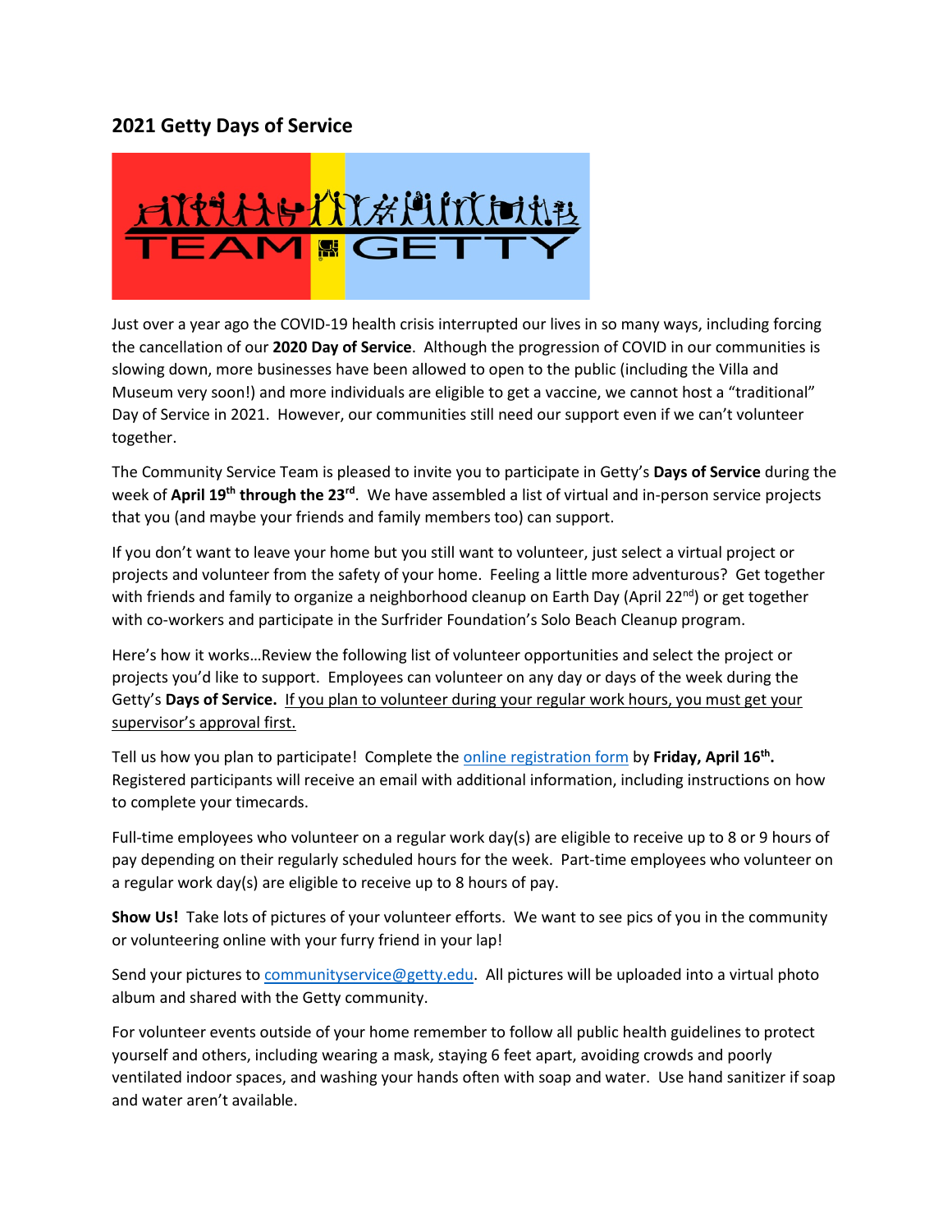## 2021 Getty Days of Service

Just over a year ago the COVID-19 health crisis interrupted our lives in so many ways, including forcing the cancellation of our **2020 Day of Service**. Although the progression of COVID in our communities is slowing down, more businesses have been allowed to open to the public (including the Villa and Museum very soon!) and more individuals are eligible to get a vaccine, we cannot host a "traditional" Day of Service in 2021. However, our communities still need our support even if we can't volunteer together.

The Community Service Team is pleased to invite you to participate in Getty's **Days of Service** during the week of **April 19th through the 23rd**. We have assembled a list of virtual and in-person service projects that you (and maybe your friends and family members too) can support.

If you don't want to leave your home but you still want to volunteer, just select a virtual project or projects and volunteer from the safety of your home. Feeling a little more adventurous? Get together with friends and family to organize a neighborhood cleanup on Earth Day (April 22nd) or get together with co-workers and participate in the Surfrider Foundation's Solo Beach Cleanup program.

Here's how it works…Review the following list of volunteer opportunities and select the project or projects you'd like to support. Employees can volunteer on any day or days of the week during the Getty's **Days of Service.** <u>If you plan to volunteer during your regular work hours, you must get your supervisor's approval first.</u>

Tell us how you plan to participate! Complete the online registration form by **Friday, April 16th.** Registered participants will receive an email with additional information, including instructions on how to complete your timecards.

Full-time employees who volunteer on a regular work day(s) are eligible to receive up to 8 or 9 hours of pay depending on their regularly scheduled hours for the week. Part-time employees who volunteer on a regular work day(s) are eligible to receive up to 8 hours of pay.

**Show Us!** Take lots of pictures of your volunteer efforts. We want to see pics of you in the community or volunteering online with your furry friend in your lap!

Send your pictures to communityservice@getty.edu. All pictures will be uploaded into a virtual photo album and shared with the Getty community.

For volunteer events outside of your home remember to follow all public health guidelines to protect yourself and others, including wearing a mask, staying 6 feet apart, avoiding crowds and poorly ventilated indoor spaces, and washing your hands often with soap and water. Use hand sanitizer if soap and water aren't available.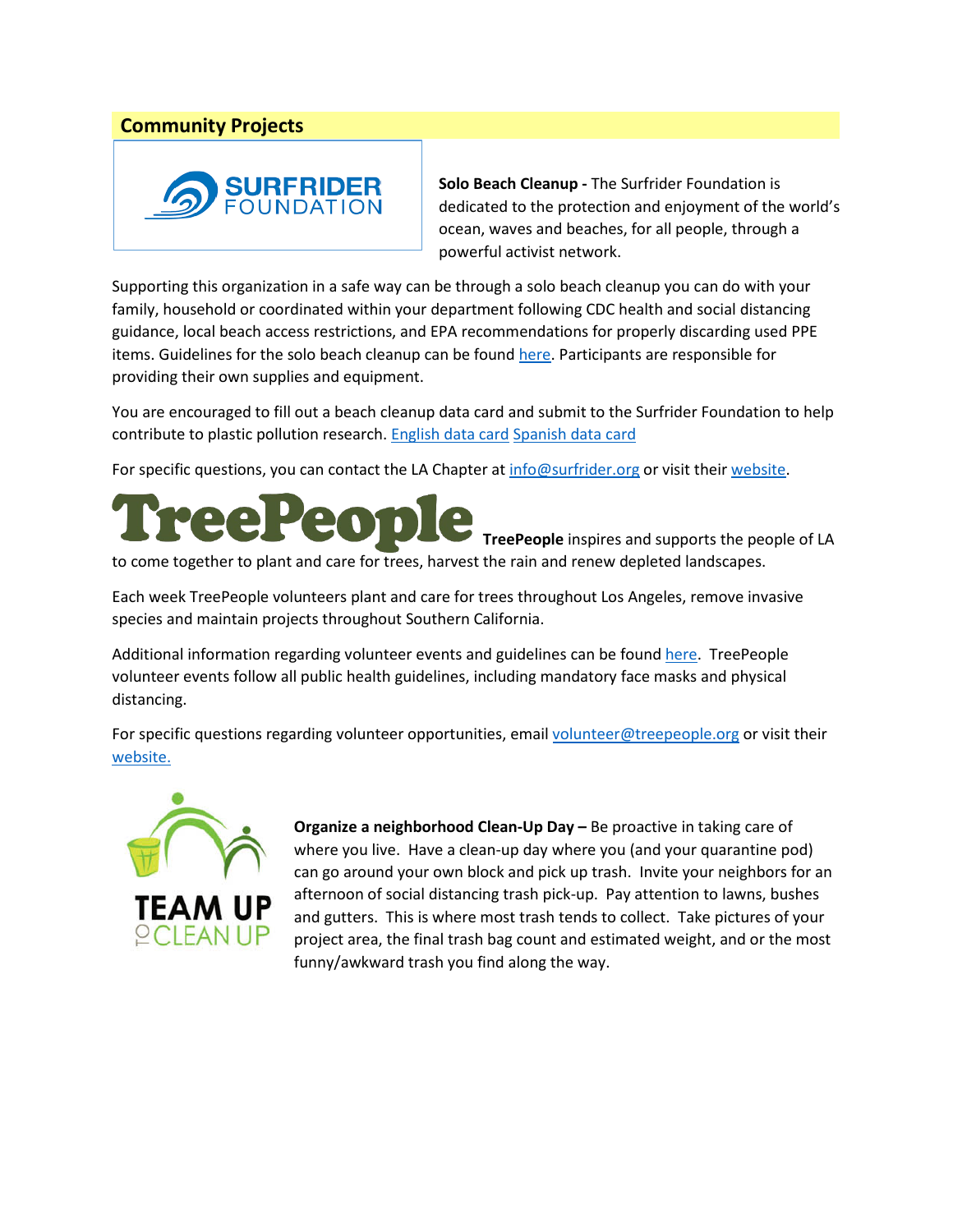## Community Projects

**Solo Beach Cleanup -** The Surfrider Foundation is dedicated to the protection and enjoyment of the world's ocean, waves and beaches, for all people, through a powerful activist network.

Supporting this organization in a safe way can be through a solo beach cleanup you can do with your family, household or coordinated within your department following CDC health and social distancing guidance, local beach access restrictions, and EPA recommendations for properly discarding used PPE items. Guidelines for the solo beach cleanup can be found here. Participants are responsible for providing their own supplies and equipment.

You are encouraged to fill out a beach cleanup data card and submit to the Surfrider Foundation to help contribute to plastic pollution research. English data card Spanish data card

For specific questions, you can contact the LA Chapter at info@surfrider.org or visit their website.

**TreePeople** inspires and supports the people of LA to come together to plant and care for trees, harvest the rain and renew depleted landscapes.

Each week TreePeople volunteers plant and care for trees throughout Los Angeles, remove invasive species and maintain projects throughout Southern California.

Additional information regarding volunteer events and guidelines can be found here. TreePeople volunteer events follow all public health guidelines, including mandatory face masks and physical distancing.

For specific questions regarding volunteer opportunities, email volunteer@treepeople.org or visit their website.

**Organize a neighborhood Clean-Up Day –** Be proactive in taking care of where you live. Have a clean-up day where you (and your quarantine pod) can go around your own block and pick up trash. Invite your neighbors for an afternoon of social distancing trash pick-up. Pay attention to lawns, bushes and gutters. This is where most trash tends to collect. Take pictures of your project area, the final trash bag count and estimated weight, and or the most funny/awkward trash you find along the way.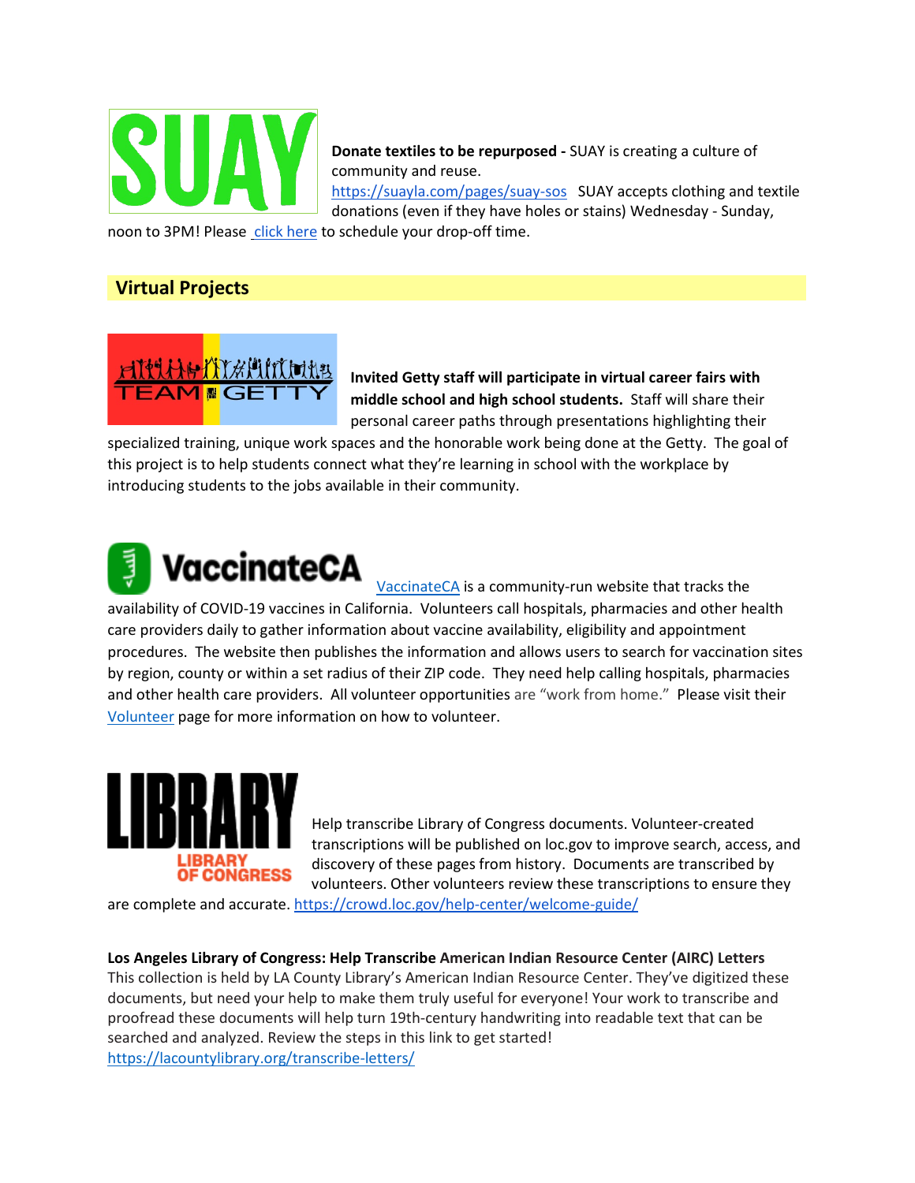**Donate textiles to be repurposed -** SUAY is creating a culture of community and reuse. https://suayla.com/pages/suay-sos SUAY accepts clothing and textile donations (even if they have holes or stains) Wednesday - Sunday, noon to 3PM! Please click here to schedule your drop-off time.

## Virtual Projects

**Invited Getty staff will participate in virtual career fairs with middle school and high school students.** Staff will share their personal career paths through presentations highlighting their specialized training, unique work spaces and the honorable work being done at the Getty. The goal of this project is to help students connect what they're learning in school with the workplace by introducing students to the jobs available in their community.

VaccinateCA is a community-run website that tracks the availability of COVID-19 vaccines in California. Volunteers call hospitals, pharmacies and other health care providers daily to gather information about vaccine availability, eligibility and appointment procedures. The website then publishes the information and allows users to search for vaccination sites by region, county or within a set radius of their ZIP code. They need help calling hospitals, pharmacies and other health care providers. All volunteer opportunities are "work from home." Please visit their Volunteer page for more information on how to volunteer.

Help transcribe Library of Congress documents. Volunteer-created transcriptions will be published on loc.gov to improve search, access, and discovery of these pages from history. Documents are transcribed by volunteers. Other volunteers review these transcriptions to ensure they are complete and accurate. https://crowd.loc.gov/help-center/welcome-guide/

**Los Angeles Library of Congress: Help Transcribe American Indian Resource Center (AIRC) Letters**
This collection is held by LA County Library's American Indian Resource Center. They've digitized these documents, but need your help to make them truly useful for everyone! Your work to transcribe and proofread these documents will help turn 19th-century handwriting into readable text that can be searched and analyzed. Review the steps in this link to get started!
https://lacountylibrary.org/transcribe-letters/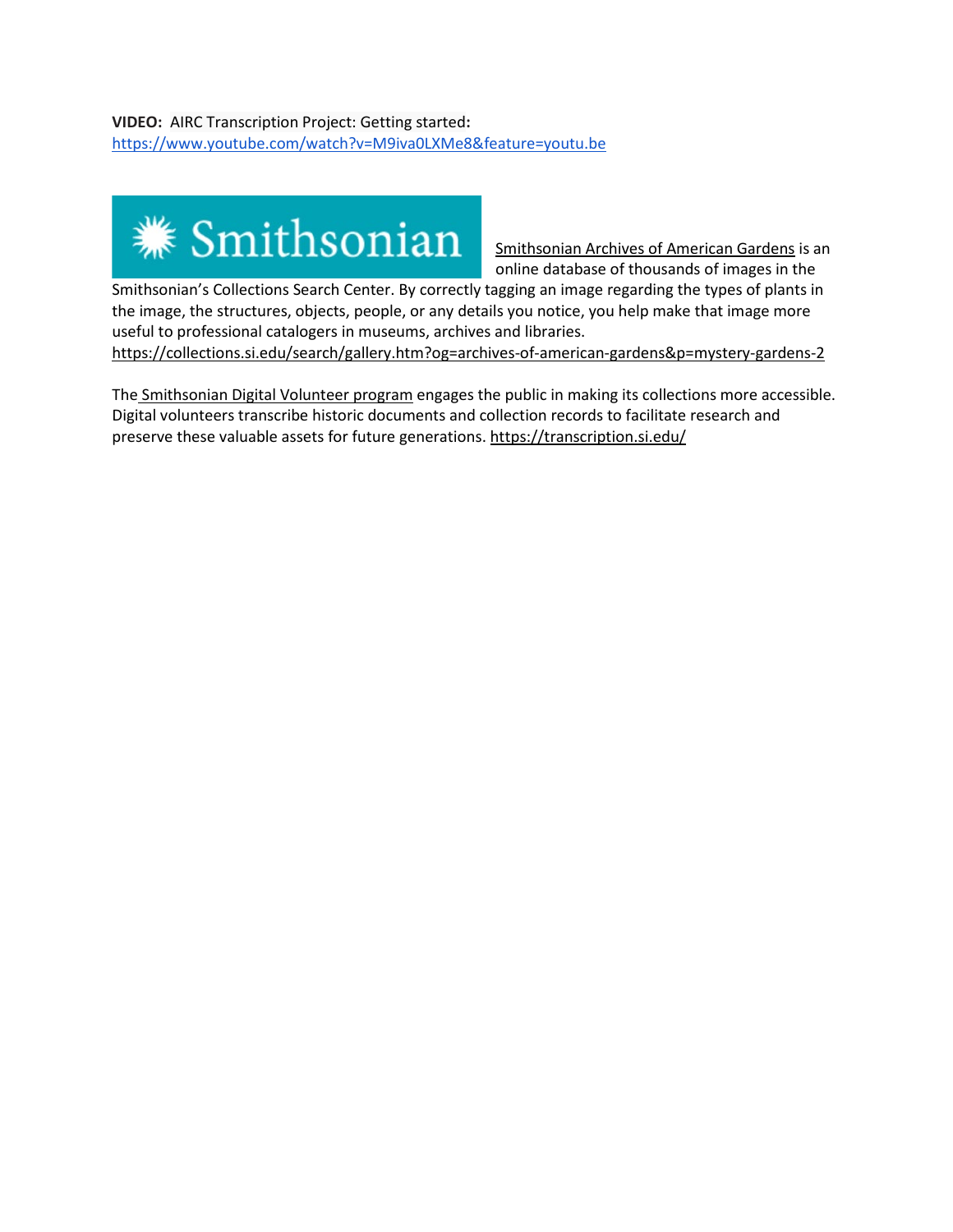**VIDEO:** AIRC Transcription Project: Getting started**:**
https://www.youtube.com/watch?v=M9iva0LXMe8&feature=youtu.be

Smithsonian

Smithsonian Archives of American Gardens is an online database of thousands of images in the Smithsonian's Collections Search Center. By correctly tagging an image regarding the types of plants in the image, the structures, objects, people, or any details you notice, you help make that image more useful to professional catalogers in museums, archives and libraries.
https://collections.si.edu/search/gallery.htm?og=archives-of-american-gardens&p=mystery-gardens-2

The Smithsonian Digital Volunteer program engages the public in making its collections more accessible. Digital volunteers transcribe historic documents and collection records to facilitate research and preserve these valuable assets for future generations. https://transcription.si.edu/